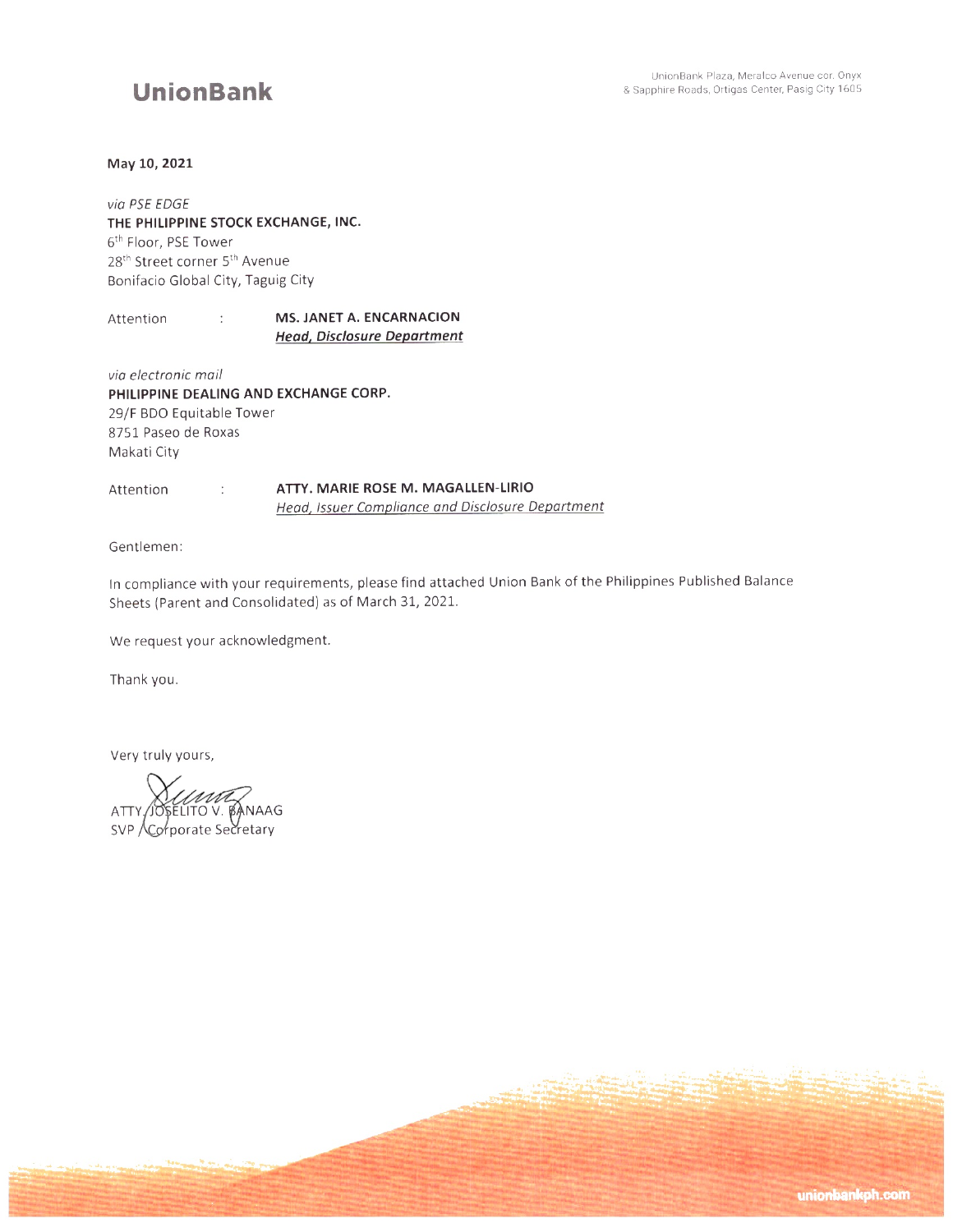**UnionBank**

UnionBank Plaza, Meralco Avenue cor. Onyx & Sapphire Roads, Ortigas Center, Pasig City 1605

**May 10, 2021**

*via PSE EDGE*
**THE PHILIPPINE STOCK EXCHANGE, INC.**
6th Floor, PSE Tower
28th Street corner 5th Avenue
Bonifacio Global City, Taguig City

Attention : **MS. JANET A. ENCARNACION**
***Head, Disclosure Department***

*via electronic mail*
**PHILIPPINE DEALING AND EXCHANGE CORP.**
29/F BDO Equitable Tower
8751 Paseo de Roxas
Makati City

Attention : **ATTY. MARIE ROSE M. MAGALLEN-LIRIO**
*Head, Issuer Compliance and Disclosure Department*

Gentlemen:

In compliance with your requirements, please find attached Union Bank of the Philippines Published Balance Sheets (Parent and Consolidated) as of March 31, 2021.

We request your acknowledgment.

Thank you.

Very truly yours,

ATTY. JOSELITO V. BANAAG
SVP / Corporate Secretary

unionbankph.com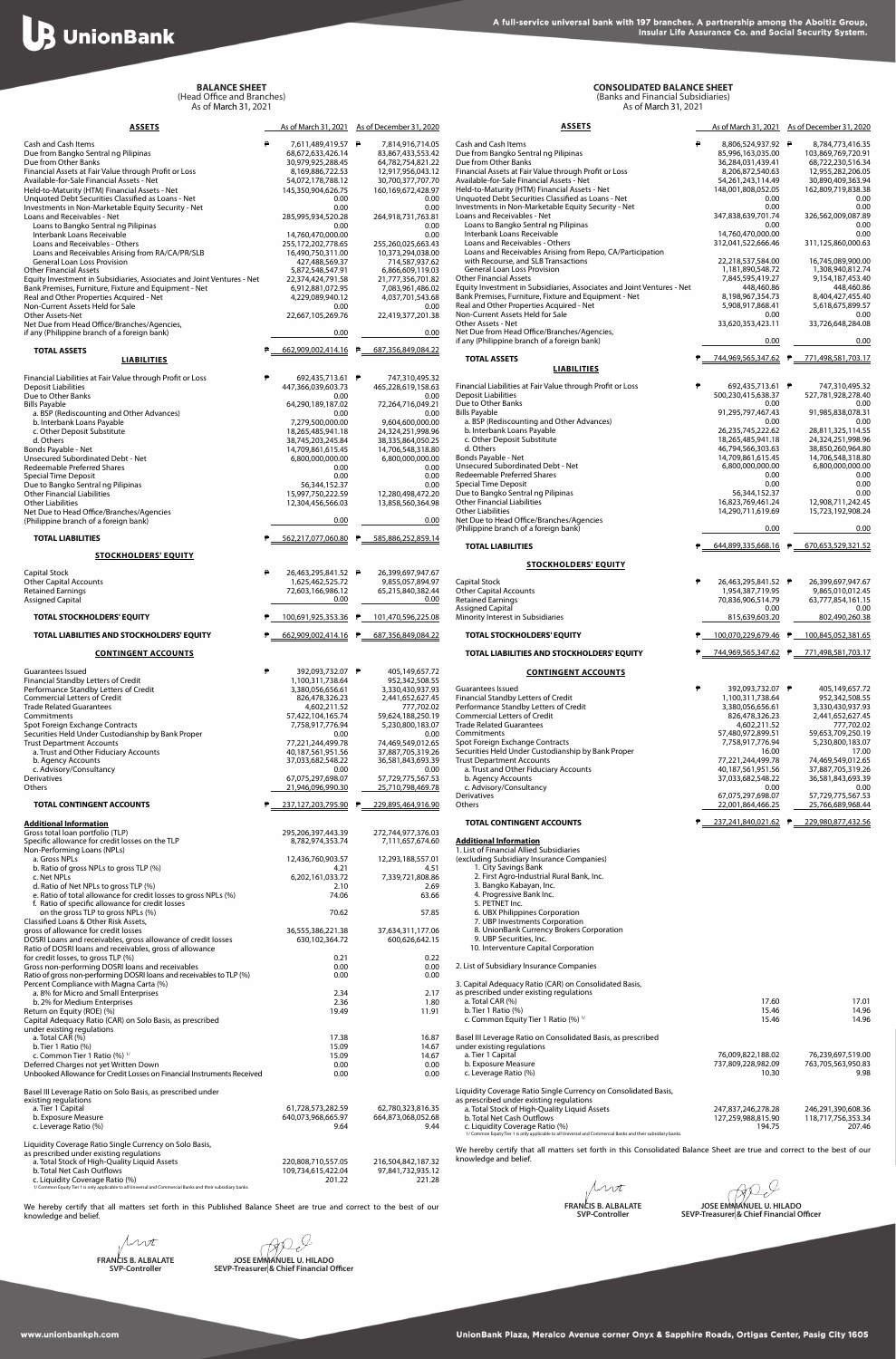# UnionBank

A full-service universal bank with 197 branches. A partnership among the Aboitiz Group, Insular Life Assurance Co. and Social Security System.

## BALANCE SHEET
(Head Office and Branches)
As of March 31, 2021

| ASSETS | As of March 31, 2021 | As of December 31, 2020 |
|---|---|---|
| Cash and Cash Items | ₱ 7,611,489,419.57 | ₱ 7,814,916,714.05 |
| Due from Bangko Sentral ng Pilipinas | 68,672,633,426.14 | 83,867,433,553.42 |
| Due from Other Banks | 30,979,925,288.45 | 64,782,754,821.22 |
| Financial Assets at Fair Value through Profit or Loss | 8,169,886,722.53 | 12,917,956,043.12 |
| Available-for-Sale Financial Assets - Net | 54,072,178,788.12 | 30,700,377,707.70 |
| Held-to-Maturity (HTM) Financial Assets - Net | 145,350,904,626.75 | 160,169,672,428.97 |
| Unquoted Debt Securities Classified as Loans - Net | 0.00 | 0.00 |
| Investments in Non-Marketable Equity Security - Net | 0.00 | 0.00 |
| Loans and Receivables - Net | 285,995,934,520.28 | 264,918,731,763.81 |
| Loans to Bangko Sentral ng Pilipinas | 0.00 | 0.00 |
| Interbank Loans Receivable | 14,760,470,000.00 | 0.00 |
| Loans and Receivables - Others | 255,172,202,778.65 | 255,260,025,663.43 |
| Loans and Receivables Arising from RA/CA/PR/SLB | 16,490,750,311.00 | 10,373,294,038.00 |
| General Loan Loss Provision | 427,488,569.37 | 714,587,937.62 |
| Other Financial Assets | 5,872,548,547.91 | 6,866,609,119.03 |
| Equity Investment in Subsidiaries, Associates and Joint Ventures - Net | 22,374,424,791.58 | 21,777,356,701.82 |
| Bank Premises, Furniture, Fixture and Equipment - Net | 6,912,881,072.95 | 7,083,961,486.02 |
| Real and Other Properties Acquired - Net | 4,229,089,940.12 | 4,037,701,543.68 |
| Non-Current Assets Held for Sale | 0.00 | 0.00 |
| Other Assets-Net | 22,667,105,269.76 | 22,419,377,201.38 |
| Net Due from Head Office/Branches/Agencies, if any (Philippine branch of a foreign bank) | 0.00 | 0.00 |
| **TOTAL ASSETS** | ₱ 662,909,002,414.16 | ₱ 687,356,849,084.22 |

| LIABILITIES | As of March 31, 2021 | As of December 31, 2020 |
|---|---|---|
| Financial Liabilities at Fair Value through Profit or Loss | ₱ 692,435,713.61 | ₱ 747,310,495.32 |
| Deposit Liabilities | 447,366,039,603.73 | 465,228,619,158.63 |
| Due to Other Banks | 0.00 | 0.00 |
| Bills Payable | 64,290,189,187.02 | 72,264,716,049.21 |
| a. BSP (Rediscounting and Other Advances) | 0.00 | 0.00 |
| b. Interbank Loans Payable | 7,279,500,000.00 | 9,604,600,000.00 |
| c. Other Deposit Substitute | 18,265,485,941.18 | 24,324,251,998.96 |
| d. Others | 38,745,203,245.84 | 38,335,864,050.25 |
| Bonds Payable - Net | 14,709,861,615.45 | 14,706,548,318.80 |
| Unsecured Subordinated Debt - Net | 6,800,000,000.00 | 6,800,000,000.00 |
| Redeemable Preferred Shares | 0.00 | 0.00 |
| Special Time Deposit | 0.00 | 0.00 |
| Due to Bangko Sentral ng Pilipinas | 56,344,152.37 | 0.00 |
| Other Financial Liabilities | 15,997,750,222.59 | 12,280,498,472.20 |
| Other Liabilities | 12,304,456,566.03 | 13,858,560,364.98 |
| Net Due to Head Office/Branches/Agencies (Philippine branch of a foreign bank) | 0.00 | 0.00 |
| **TOTAL LIABILITIES** | ₱ 562,217,077,060.80 | ₱ 585,886,252,859.14 |

| STOCKHOLDERS' EQUITY | As of March 31, 2021 | As of December 31, 2020 |
|---|---|---|
| Capital Stock | ₱ 26,463,295,841.52 | ₱ 26,399,697,947.67 |
| Other Capital Accounts | 1,625,462,525.72 | 9,855,057,894.97 |
| Retained Earnings | 72,603,166,986.12 | 65,215,840,382.44 |
| Assigned Capital | 0.00 | 0.00 |
| **TOTAL STOCKHOLDERS' EQUITY** | ₱ 100,691,925,353.36 | ₱ 101,470,596,225.08 |
| **TOTAL LIABILITIES AND STOCKHOLDERS' EQUITY** | ₱ 662,909,002,414.16 | ₱ 687,356,849,084.22 |

| CONTINGENT ACCOUNTS | As of March 31, 2021 | As of December 31, 2020 |
|---|---|---|
| Guarantees Issued | ₱ 392,093,732.07 | ₱ 405,149,657.72 |
| Financial Standby Letters of Credit | 1,100,311,738.64 | 952,342,508.55 |
| Performance Standby Letters of Credit | 3,380,056,656.61 | 3,330,430,937.93 |
| Commercial Letters of Credit | 826,478,326.23 | 2,441,652,627.45 |
| Trade Related Guarantees | 4,602,211.52 | 777,702.02 |
| Commitments | 57,422,106,165.74 | 59,624,188,250.19 |
| Spot Foreign Exchange Contracts | 7,758,917,776.94 | 5,230,800,183.07 |
| Securities Held Under Custodianship by Bank Proper | 0.00 | 0.00 |
| Trust Department Accounts | 77,221,244,499.78 | 74,469,549,012.65 |
| a. Trust and Other Fiduciary Accounts | 40,187,561,951.56 | 37,887,705,319.26 |
| b. Agency Accounts | 37,033,682,548.22 | 36,581,843,693.39 |
| c. Advisory/Consultancy | 0.00 | 0.00 |
| Derivatives | 67,075,297,698.07 | 57,729,775,567.53 |
| Others | 21,946,096,990.30 | 25,710,798,469.78 |
| **TOTAL CONTINGENT ACCOUNTS** | ₱ 237,127,203,795.90 | ₱ 229,895,464,916.90 |

**Additional Information**

| | As of March 31, 2021 | As of December 31, 2020 |
|---|---|---|
| Gross total loan portfolio (TLP) | 295,206,397,443.39 | 272,744,977,376.03 |
| Specific allowance for credit losses on the TLP | 8,782,974,353.74 | 7,111,657,674.60 |
| Non-Performing Loans (NPLs) | | |
| a. Gross NPLs | 12,436,760,903.57 | 12,293,188,557.01 |
| b. Ratio of gross NPLs to gross TLP (%) | 4.21 | 4.51 |
| c. Net NPLs | 6,202,161,033.72 | 7,339,721,808.86 |
| d. Ratio of Net NPLs to gross TLP (%) | 2.10 | 2.69 |
| e. Ratio of total allowance for credit losses to gross NPLs (%) | 74.06 | 63.66 |
| f. Ratio of specific allowance for credit losses on the gross TLP to gross NPLs (%) | 70.62 | 57.85 |
| Classified Loans & Other Risk Assets, gross of allowance for credit losses | 36,555,386,221.38 | 37,634,311,177.06 |
| DOSRI Loans and receivables, gross of allowance of credit losses | 630,102,364.72 | 600,626,642.15 |
| Ratio of DOSRI loans and receivables, gross of allowance for credit losses, to gross TLP (%) | 0.21 | 0.22 |
| Gross non-performing DOSRI loans and receivables | 0.00 | 0.00 |
| Ratio of gross non-performing DOSRI loans and receivables to TLP (%) | 0.00 | 0.00 |
| Percent Compliance with Magna Carta (%) | | |
| a. 8% for Micro and Small Enterprises | 2.34 | 2.17 |
| b. 2% for Medium Enterprises | 2.36 | 1.80 |
| Return on Equity (ROE) (%) | 19.49 | 11.91 |
| Capital Adequacy Ratio (CAR) on Solo Basis, as prescribed under existing regulations | | |
| a. Total CAR (%) | 17.38 | 16.87 |
| b. Tier 1 Ratio (%) | 15.09 | 14.67 |
| c. Common Tier 1 Ratio (%) [1/] | 15.09 | 14.67 |
| Deferred Charges not yet Written Down | 0.00 | 0.00 |
| Unbooked Allowance for Credit Losses on Financial Instruments Received | 0.00 | 0.00 |
| Basel III Leverage Ratio on Solo Basis, as prescribed under existing regulations | | |
| a. Tier 1 Capital | 61,728,573,282.59 | 62,780,323,816.35 |
| b. Exposure Measure | 640,073,968,665.97 | 664,873,068,052.68 |
| c. Leverage Ratio (%) | 9.64 | 9.44 |
| Liquidity Coverage Ratio Single Currency on Solo Basis, as prescribed under existing regulations | | |
| a. Total Stock of High-Quality Liquid Assets | 220,808,710,557.05 | 216,504,842,187.32 |
| b. Total Net Cash Outflows | 109,734,615,422.04 | 97,841,732,935.12 |
| c. Liquidity Coverage Ratio (%) | 201.22 | 221.28 |

[1/] Common Equity Tier 1 is only applicable to all Universal and Commercial Banks and their subsidiary banks.

We hereby certify that all matters set forth in this Published Balance Sheet are true and correct to the best of our knowledge and belief.

**FRANCIS B. ALBALATE**
SVP-Controller

**JOSE EMMANUEL U. HILADO**
SEVP-Treasurer & Chief Financial Officer

## CONSOLIDATED BALANCE SHEET
(Banks and Financial Subsidiaries)
As of March 31, 2021

| ASSETS | As of March 31, 2021 | As of December 31, 2020 |
|---|---|---|
| Cash and Cash Items | ₱ 8,806,524,937.92 | ₱ 8,784,773,416.35 |
| Due from Bangko Sentral ng Pilipinas | 85,996,163,035.00 | 103,869,769,720.91 |
| Due from Other Banks | 36,284,031,439.41 | 68,722,230,516.34 |
| Financial Assets at Fair Value through Profit or Loss | 8,206,872,540.63 | 12,955,282,206.05 |
| Available-for-Sale Financial Assets - Net | 54,261,243,114.49 | 30,890,409,363.94 |
| Held-to-Maturity (HTM) Financial Assets - Net | 148,001,808,052.05 | 162,809,719,838.38 |
| Unquoted Debt Securities Classified as Loans - Net | 0.00 | 0.00 |
| Investments in Non-Marketable Equity Security - Net | 0.00 | 0.00 |
| Loans and Receivables - Net | 347,838,639,701.74 | 326,562,009,087.89 |
| Loans to Bangko Sentral ng Pilipinas | 0.00 | 0.00 |
| Interbank Loans Receivable | 14,760,470,000.00 | 0.00 |
| Loans and Receivables - Others | 312,041,522,666.46 | 311,125,860,000.63 |
| Loans and Receivables Arising from Repo, CA/Participation with Recourse, and SLB Transactions | 22,218,537,584.00 | 16,745,089,900.00 |
| General Loan Loss Provision | 1,181,890,548.72 | 1,308,940,812.74 |
| Other Financial Assets | 7,845,595,419.27 | 9,154,187,453.40 |
| Equity Investment in Subsidiaries, Associates and Joint Ventures - Net | 448,460.86 | 448,460.86 |
| Bank Premises, Furniture, Fixture and Equipment - Net | 8,198,967,354.73 | 8,404,427,455.40 |
| Real and Other Properties Acquired - Net | 5,908,917,868.41 | 5,618,675,899.57 |
| Non-Current Assets Held for Sale | 0.00 | 0.00 |
| Other Assets - Net | 33,620,353,423.11 | 33,726,648,284.08 |
| Net Due from Head Office/Branches/Agencies, if any (Philippine branch of a foreign bank) | 0.00 | 0.00 |
| **TOTAL ASSETS** | ₱ 744,969,565,347.62 | ₱ 771,498,581,703.17 |

| LIABILITIES | As of March 31, 2021 | As of December 31, 2020 |
|---|---|---|
| Financial Liabilities at Fair Value through Profit or Loss | ₱ 692,435,713.61 | ₱ 747,310,495.32 |
| Deposit Liabilities | 500,230,415,638.37 | 527,781,928,278.40 |
| Due to Other Banks | 0.00 | 0.00 |
| Bills Payable | 91,295,797,467.43 | 91,985,838,078.31 |
| a. BSP (Rediscounting and Other Advances) | 0.00 | 0.00 |
| b. Interbank Loans Payable | 26,235,745,222.62 | 28,811,325,114.55 |
| c. Other Deposit Substitute | 18,265,485,941.18 | 24,324,251,998.96 |
| d. Others | 46,794,566,303.63 | 38,850,260,964.80 |
| Bonds Payable - Net | 14,709,861,615.45 | 14,706,548,318.80 |
| Unsecured Subordinated Debt - Net | 6,800,000,000.00 | 6,800,000,000.00 |
| Redeemable Preferred Shares | 0.00 | 0.00 |
| Special Time Deposit | 0.00 | 0.00 |
| Due to Bangko Sentral ng Pilipinas | 56,344,152.37 | 0.00 |
| Other Financial Liabilities | 16,823,769,461.24 | 12,908,711,242.45 |
| Other Liabilities | 14,290,711,619.69 | 15,723,192,908.24 |
| Net Due to Head Office/Branches/Agencies (Philippine branch of a foreign bank) | 0.00 | 0.00 |
| **TOTAL LIABILITIES** | ₱ 644,899,335,668.16 | ₱ 670,653,529,321.52 |

| STOCKHOLDERS' EQUITY | As of March 31, 2021 | As of December 31, 2020 |
|---|---|---|
| Capital Stock | ₱ 26,463,295,841.52 | ₱ 26,399,697,947.67 |
| Other Capital Accounts | 1,954,387,719.95 | 9,865,010,012.45 |
| Retained Earnings | 70,836,906,514.79 | 63,777,854,161.15 |
| Assigned Capital | 0.00 | 0.00 |
| Minority Interest in Subsidiaries | 815,639,603.20 | 802,490,260.38 |
| **TOTAL STOCKHOLDERS' EQUITY** | ₱ 100,070,229,679.46 | ₱ 100,845,052,381.65 |
| **TOTAL LIABILITIES AND STOCKHOLDERS' EQUITY** | ₱ 744,969,565,347.62 | ₱ 771,498,581,703.17 |

| CONTINGENT ACCOUNTS | As of March 31, 2021 | As of December 31, 2020 |
|---|---|---|
| Guarantees Issued | ₱ 392,093,732.07 | ₱ 405,149,657.72 |
| Financial Standby Letters of Credit | 1,100,311,738.64 | 952,342,508.55 |
| Performance Standby Letters of Credit | 3,380,056,656.61 | 3,330,430,937.93 |
| Commercial Letters of Credit | 826,478,326.23 | 2,441,652,627.45 |
| Trade Related Guarantees | 4,602,211.52 | 777,702.02 |
| Commitments | 57,480,972,899.51 | 59,653,709,250.19 |
| Spot Foreign Exchange Contracts | 7,758,917,776.94 | 5,230,800,183.07 |
| Securities Held Under Custodianship by Bank Proper | 16.00 | 17.00 |
| Trust Department Accounts | 77,221,244,499.78 | 74,469,549,012.65 |
| a. Trust and Other Fiduciary Accounts | 40,187,561,951.56 | 37,887,705,319.26 |
| b. Agency Accounts | 37,033,682,548.22 | 36,581,843,693.39 |
| c. Advisory/Consultancy | 0.00 | 0.00 |
| Derivatives | 67,075,297,698.07 | 57,729,775,567.53 |
| Others | 22,001,864,466.25 | 25,766,689,968.44 |
| **TOTAL CONTINGENT ACCOUNTS** | ₱ 237,241,840,021.62 | ₱ 229,980,877,432.56 |

**Additional Information**

1. List of Financial Allied Subsidiaries (excluding Subsidiary Insurance Companies)
   1. City Savings Bank
   2. First Agro-Industrial Rural Bank, Inc.
   3. Bangko Kabayan, Inc.
   4. Progressive Bank Inc.
   5. PETNET Inc.
   6. UBX Philippines Corporation
   7. UBP Investments Corporation
   8. UnionBank Currency Brokers Corporation
   9. UBP Securities, Inc.
   10. Interventure Capital Corporation

2. List of Subsidiary Insurance Companies

| | As of March 31, 2021 | As of December 31, 2020 |
|---|---|---|
| 3. Capital Adequacy Ratio (CAR) on Consolidated Basis, as prescribed under existing regulations | | |
| a. Total CAR (%) | 17.60 | 17.01 |
| b. Tier 1 Ratio (%) | 15.46 | 14.96 |
| c. Common Equity Tier 1 Ratio (%) [1/] | 15.46 | 14.96 |
| Basel III Leverage Ratio on Consolidated Basis, as prescribed under existing regulations | | |
| a. Tier 1 Capital | 76,009,822,188.02 | 76,239,697,519.00 |
| b. Exposure Measure | 737,809,228,982.09 | 763,705,563,950.83 |
| c. Leverage Ratio (%) | 10.30 | 9.98 |
| Liquidity Coverage Ratio Single Currency on Consolidated Basis, as prescribed under existing regulations | | |
| a. Total Stock of High-Quality Liquid Assets | 247,837,246,278.28 | 246,291,390,608.36 |
| b. Total Net Cash Outflows | 127,259,988,815.90 | 118,717,756,353.34 |
| c. Liquidity Coverage Ratio (%) | 194.75 | 207.46 |

[1/] Common Equity Tier 1 is only applicable to all Universal and Commercial Banks and their subsidiary banks.

We hereby certify that all matters set forth in this Consolidated Balance Sheet are true and correct to the best of our knowledge and belief.

**FRANCIS B. ALBALATE**
SVP-Controller

**JOSE EMMANUEL U. HILADO**
SEVP-Treasurer & Chief Financial Officer

www.unionbankph.com

UnionBank Plaza, Meralco Avenue corner Onyx & Sapphire Roads, Ortigas Center, Pasig City 1605